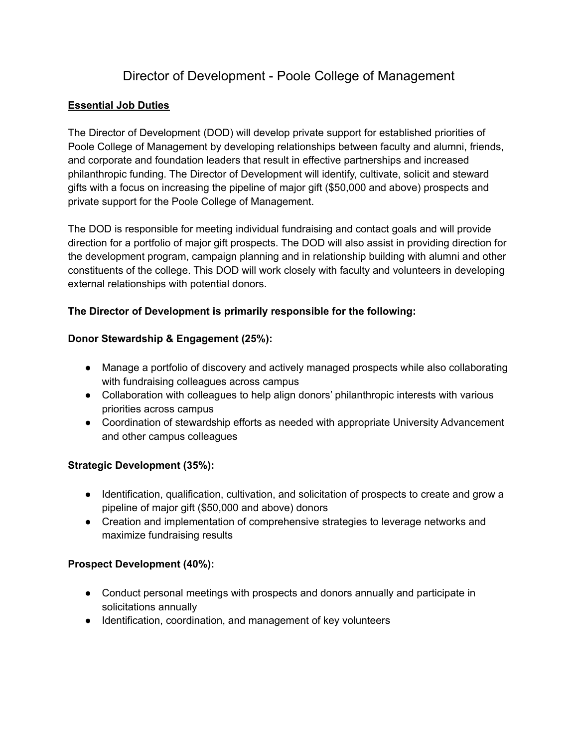# Director of Development - Poole College of Management

**<u>Essential Job Duties</u>**

The Director of Development (DOD) will develop private support for established priorities of Poole College of Management by developing relationships between faculty and alumni, friends, and corporate and foundation leaders that result in effective partnerships and increased philanthropic funding. The Director of Development will identify, cultivate, solicit and steward gifts with a focus on increasing the pipeline of major gift ($50,000 and above) prospects and private support for the Poole College of Management.

The DOD is responsible for meeting individual fundraising and contact goals and will provide direction for a portfolio of major gift prospects. The DOD will also assist in providing direction for the development program, campaign planning and in relationship building with alumni and other constituents of the college. This DOD will work closely with faculty and volunteers in developing external relationships with potential donors.

**The Director of Development is primarily responsible for the following:**

**Donor Stewardship & Engagement (25%):**

- Manage a portfolio of discovery and actively managed prospects while also collaborating with fundraising colleagues across campus
- Collaboration with colleagues to help align donors' philanthropic interests with various priorities across campus
- Coordination of stewardship efforts as needed with appropriate University Advancement and other campus colleagues

**Strategic Development (35%):**

- Identification, qualification, cultivation, and solicitation of prospects to create and grow a pipeline of major gift ($50,000 and above) donors
- Creation and implementation of comprehensive strategies to leverage networks and maximize fundraising results

**Prospect Development (40%):**

- Conduct personal meetings with prospects and donors annually and participate in solicitations annually
- Identification, coordination, and management of key volunteers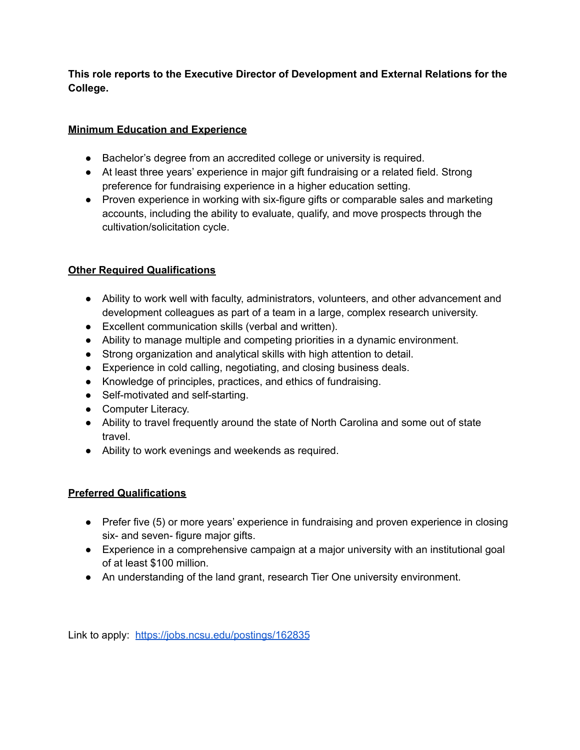**This role reports to the Executive Director of Development and External Relations for the College.**

## Minimum Education and Experience

- Bachelor's degree from an accredited college or university is required.
- At least three years' experience in major gift fundraising or a related field. Strong preference for fundraising experience in a higher education setting.
- Proven experience in working with six-figure gifts or comparable sales and marketing accounts, including the ability to evaluate, qualify, and move prospects through the cultivation/solicitation cycle.

## Other Required Qualifications

- Ability to work well with faculty, administrators, volunteers, and other advancement and development colleagues as part of a team in a large, complex research university.
- Excellent communication skills (verbal and written).
- Ability to manage multiple and competing priorities in a dynamic environment.
- Strong organization and analytical skills with high attention to detail.
- Experience in cold calling, negotiating, and closing business deals.
- Knowledge of principles, practices, and ethics of fundraising.
- Self-motivated and self-starting.
- Computer Literacy.
- Ability to travel frequently around the state of North Carolina and some out of state travel.
- Ability to work evenings and weekends as required.

## Preferred Qualifications

- Prefer five (5) or more years' experience in fundraising and proven experience in closing six- and seven- figure major gifts.
- Experience in a comprehensive campaign at a major university with an institutional goal of at least $100 million.
- An understanding of the land grant, research Tier One university environment.

Link to apply: [https://jobs.ncsu.edu/postings/162835](https://jobs.ncsu.edu/postings/162835)